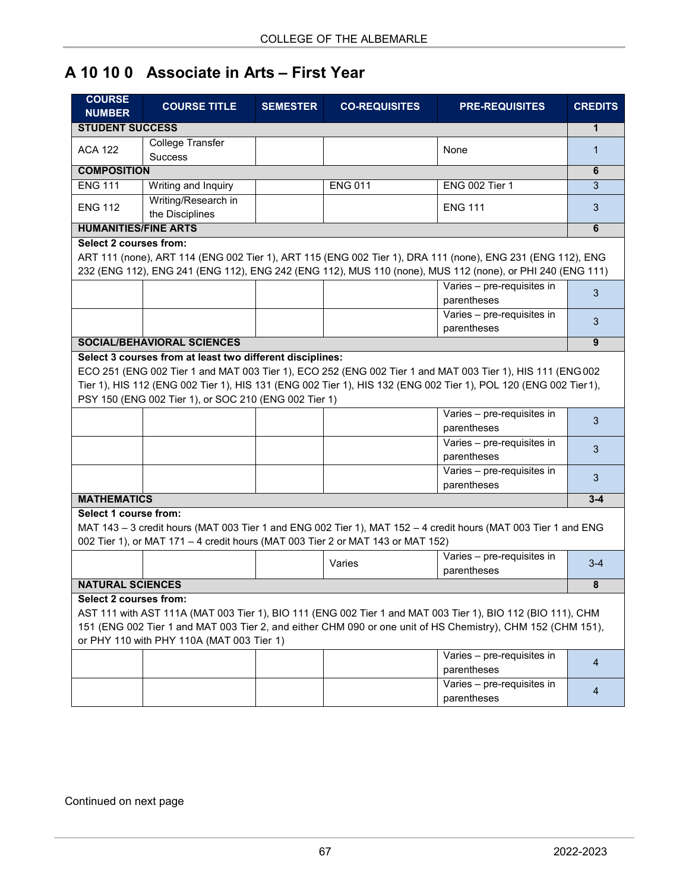# A 10 10 0 Associate in Arts – First Year

| COURSE NUMBER | COURSE TITLE | SEMESTER | CO-REQUISITES | PRE-REQUISITES | CREDITS |
|---|---|---|---|---|---|
| **STUDENT SUCCESS** | | | | | **1** |
| ACA 122 | College Transfer Success | | | None | 1 |
| **COMPOSITION** | | | | | **6** |
| ENG 111 | Writing and Inquiry | | ENG 011 | ENG 002 Tier 1 | 3 |
| ENG 112 | Writing/Research in the Disciplines | | | ENG 111 | 3 |
| **HUMANITIES/FINE ARTS** | | | | | **6** |
| **Select 2 courses from:** ART 111 (none), ART 114 (ENG 002 Tier 1), ART 115 (ENG 002 Tier 1), DRA 111 (none), ENG 231 (ENG 112), ENG 232 (ENG 112), ENG 241 (ENG 112), ENG 242 (ENG 112), MUS 110 (none), MUS 112 (none), or PHI 240 (ENG 111) | | | | | |
| | | | | Varies – pre-requisites in parentheses | 3 |
| | | | | Varies – pre-requisites in parentheses | 3 |
| **SOCIAL/BEHAVIORAL SCIENCES** | | | | | **9** |
| **Select 3 courses from at least two different disciplines:** ECO 251 (ENG 002 Tier 1 and MAT 003 Tier 1), ECO 252 (ENG 002 Tier 1 and MAT 003 Tier 1), HIS 111 (ENG 002 Tier 1), HIS 112 (ENG 002 Tier 1), HIS 131 (ENG 002 Tier 1), HIS 132 (ENG 002 Tier 1), POL 120 (ENG 002 Tier 1), PSY 150 (ENG 002 Tier 1), or SOC 210 (ENG 002 Tier 1) | | | | | |
| | | | | Varies – pre-requisites in parentheses | 3 |
| | | | | Varies – pre-requisites in parentheses | 3 |
| | | | | Varies – pre-requisites in parentheses | 3 |
| **MATHEMATICS** | | | | | **3-4** |
| **Select 1 course from:** MAT 143 – 3 credit hours (MAT 003 Tier 1 and ENG 002 Tier 1), MAT 152 – 4 credit hours (MAT 003 Tier 1 and ENG 002 Tier 1), or MAT 171 – 4 credit hours (MAT 003 Tier 2 or MAT 143 or MAT 152) | | | | | |
| | | | Varies | Varies – pre-requisites in parentheses | 3-4 |
| **NATURAL SCIENCES** | | | | | **8** |
| **Select 2 courses from:** AST 111 with AST 111A (MAT 003 Tier 1), BIO 111 (ENG 002 Tier 1 and MAT 003 Tier 1), BIO 112 (BIO 111), CHM 151 (ENG 002 Tier 1 and MAT 003 Tier 2, and either CHM 090 or one unit of HS Chemistry), CHM 152 (CHM 151), or PHY 110 with PHY 110A (MAT 003 Tier 1) | | | | | |
| | | | | Varies – pre-requisites in parentheses | 4 |
| | | | | Varies – pre-requisites in parentheses | 4 |

Continued on next page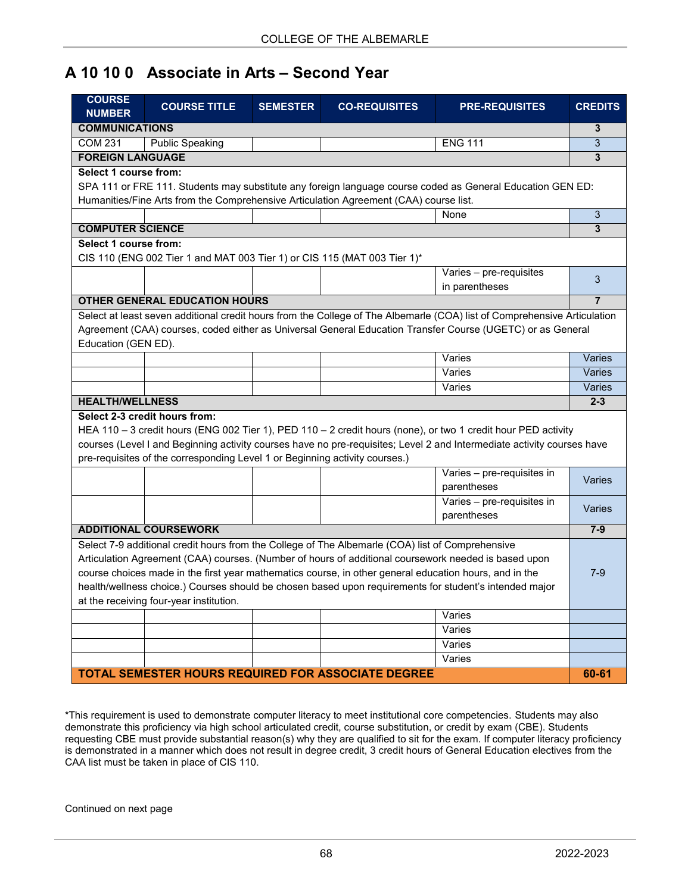## A 10 10 0 Associate in Arts – Second Year

| COURSE NUMBER | COURSE TITLE | SEMESTER | CO-REQUISITES | PRE-REQUISITES | CREDITS |
|---|---|---|---|---|---|
| **COMMUNICATIONS** | | | | | **3** |
| COM 231 | Public Speaking | | | ENG 111 | 3 |
| **FOREIGN LANGUAGE** | | | | | **3** |
| **Select 1 course from:** SPA 111 or FRE 111. Students may substitute any foreign language course coded as General Education GEN ED: Humanities/Fine Arts from the Comprehensive Articulation Agreement (CAA) course list. | | | | | |
| | | | | None | 3 |
| **COMPUTER SCIENCE** | | | | | **3** |
| **Select 1 course from:** CIS 110 (ENG 002 Tier 1 and MAT 003 Tier 1) or CIS 115 (MAT 003 Tier 1)* | | | | | |
| | | | | Varies – pre-requisites in parentheses | 3 |
| **OTHER GENERAL EDUCATION HOURS** | | | | | **7** |
| Select at least seven additional credit hours from the College of The Albemarle (COA) list of Comprehensive Articulation Agreement (CAA) courses, coded either as Universal General Education Transfer Course (UGETC) or as General Education (GEN ED). | | | | | |
| | | | | Varies | Varies |
| | | | | Varies | Varies |
| | | | | Varies | Varies |
| **HEALTH/WELLNESS** | | | | | **2-3** |
| **Select 2-3 credit hours from:** HEA 110 – 3 credit hours (ENG 002 Tier 1), PED 110 – 2 credit hours (none), or two 1 credit hour PED activity courses (Level I and Beginning activity courses have no pre-requisites; Level 2 and Intermediate activity courses have pre-requisites of the corresponding Level 1 or Beginning activity courses.) | | | | | |
| | | | | Varies – pre-requisites in parentheses | Varies |
| | | | | Varies – pre-requisites in parentheses | Varies |
| **ADDITIONAL COURSEWORK** | | | | | **7-9** |
| Select 7-9 additional credit hours from the College of The Albemarle (COA) list of Comprehensive Articulation Agreement (CAA) courses. (Number of hours of additional coursework needed is based upon course choices made in the first year mathematics course, in other general education hours, and in the health/wellness choice.) Courses should be chosen based upon requirements for student's intended major at the receiving four-year institution. | | | | | 7-9 |
| | | | | Varies | |
| | | | | Varies | |
| | | | | Varies | |
| | | | | Varies | |
| **TOTAL SEMESTER HOURS REQUIRED FOR ASSOCIATE DEGREE** | | | | | **60-61** |

*This requirement is used to demonstrate computer literacy to meet institutional core competencies. Students may also demonstrate this proficiency via high school articulated credit, course substitution, or credit by exam (CBE). Students requesting CBE must provide substantial reason(s) why they are qualified to sit for the exam. If computer literacy proficiency is demonstrated in a manner which does not result in degree credit, 3 credit hours of General Education electives from the CAA list must be taken in place of CIS 110.

Continued on next page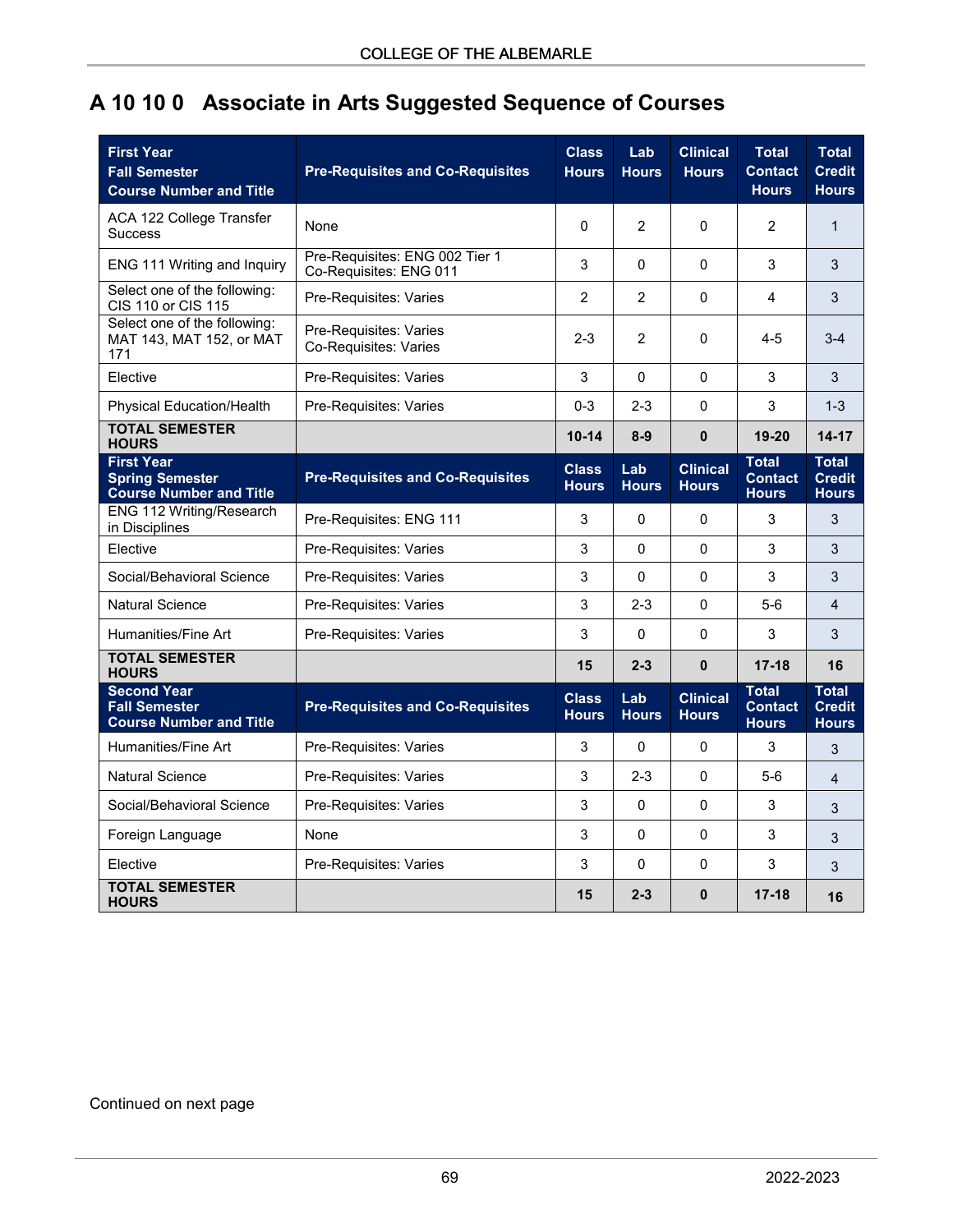## A 10 10 0 Associate in Arts Suggested Sequence of Courses

| **First Year Fall Semester Course Number and Title** | **Pre-Requisites and Co-Requisites** | **Class Hours** | **Lab Hours** | **Clinical Hours** | **Total Contact Hours** | **Total Credit Hours** |
|---|---|---|---|---|---|---|
| ACA 122 College Transfer Success | None | 0 | 2 | 0 | 2 | 1 |
| ENG 111 Writing and Inquiry | Pre-Requisites: ENG 002 Tier 1 Co-Requisites: ENG 011 | 3 | 0 | 0 | 3 | 3 |
| Select one of the following: CIS 110 or CIS 115 | Pre-Requisites: Varies | 2 | 2 | 0 | 4 | 3 |
| Select one of the following: MAT 143, MAT 152, or MAT 171 | Pre-Requisites: Varies Co-Requisites: Varies | 2-3 | 2 | 0 | 4-5 | 3-4 |
| Elective | Pre-Requisites: Varies | 3 | 0 | 0 | 3 | 3 |
| Physical Education/Health | Pre-Requisites: Varies | 0-3 | 2-3 | 0 | 3 | 1-3 |
| **TOTAL SEMESTER HOURS** | | **10-14** | **8-9** | **0** | **19-20** | **14-17** |
| **First Year Spring Semester Course Number and Title** | **Pre-Requisites and Co-Requisites** | **Class Hours** | **Lab Hours** | **Clinical Hours** | **Total Contact Hours** | **Total Credit Hours** |
| ENG 112 Writing/Research in Disciplines | Pre-Requisites: ENG 111 | 3 | 0 | 0 | 3 | 3 |
| Elective | Pre-Requisites: Varies | 3 | 0 | 0 | 3 | 3 |
| Social/Behavioral Science | Pre-Requisites: Varies | 3 | 0 | 0 | 3 | 3 |
| Natural Science | Pre-Requisites: Varies | 3 | 2-3 | 0 | 5-6 | 4 |
| Humanities/Fine Art | Pre-Requisites: Varies | 3 | 0 | 0 | 3 | 3 |
| **TOTAL SEMESTER HOURS** | | **15** | **2-3** | **0** | **17-18** | **16** |
| **Second Year Fall Semester Course Number and Title** | **Pre-Requisites and Co-Requisites** | **Class Hours** | **Lab Hours** | **Clinical Hours** | **Total Contact Hours** | **Total Credit Hours** |
| Humanities/Fine Art | Pre-Requisites: Varies | 3 | 0 | 0 | 3 | 3 |
| Natural Science | Pre-Requisites: Varies | 3 | 2-3 | 0 | 5-6 | 4 |
| Social/Behavioral Science | Pre-Requisites: Varies | 3 | 0 | 0 | 3 | 3 |
| Foreign Language | None | 3 | 0 | 0 | 3 | 3 |
| Elective | Pre-Requisites: Varies | 3 | 0 | 0 | 3 | 3 |
| **TOTAL SEMESTER HOURS** | | **15** | **2-3** | **0** | **17-18** | **16** |

Continued on next page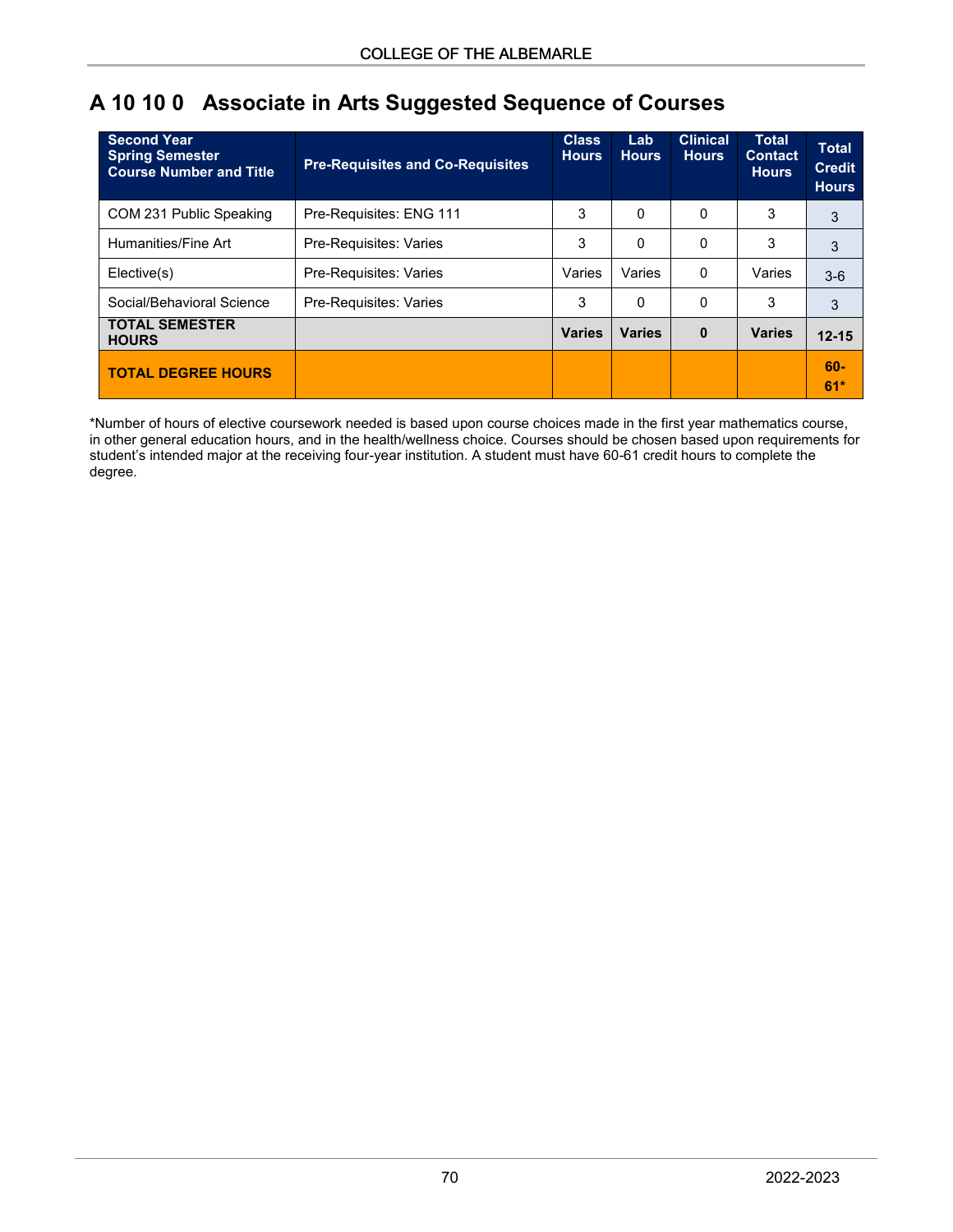## A 10 10 0 Associate in Arts Suggested Sequence of Courses

| Second Year Spring Semester Course Number and Title | Pre-Requisites and Co-Requisites | Class Hours | Lab Hours | Clinical Hours | Total Contact Hours | Total Credit Hours |
|---|---|---|---|---|---|---|
| COM 231 Public Speaking | Pre-Requisites: ENG 111 | 3 | 0 | 0 | 3 | 3 |
| Humanities/Fine Art | Pre-Requisites: Varies | 3 | 0 | 0 | 3 | 3 |
| Elective(s) | Pre-Requisites: Varies | Varies | Varies | 0 | Varies | 3-6 |
| Social/Behavioral Science | Pre-Requisites: Varies | 3 | 0 | 0 | 3 | 3 |
| **TOTAL SEMESTER HOURS** | | **Varies** | **Varies** | **0** | **Varies** | **12-15** |
| **TOTAL DEGREE HOURS** | | | | | | **60-61*** |

*Number of hours of elective coursework needed is based upon course choices made in the first year mathematics course, in other general education hours, and in the health/wellness choice. Courses should be chosen based upon requirements for student's intended major at the receiving four-year institution. A student must have 60-61 credit hours to complete the degree.